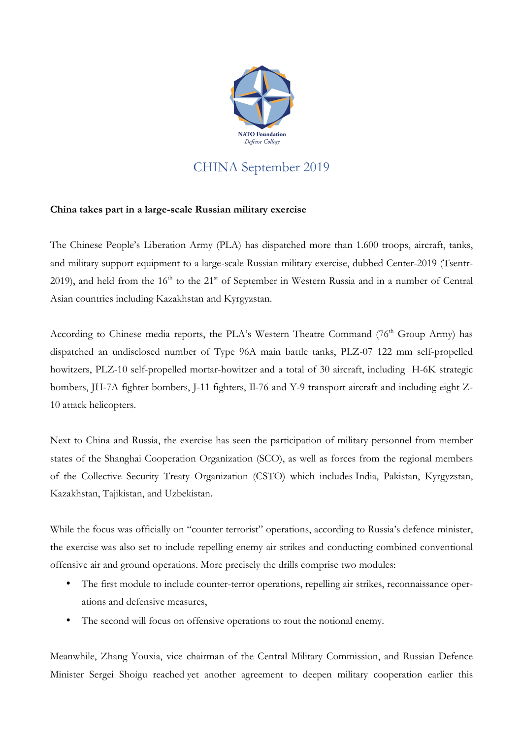NATO Foundation
*Defense College*

# CHINA September 2019

**China takes part in a large-scale Russian military exercise**

The Chinese People's Liberation Army (PLA) has dispatched more than 1.600 troops, aircraft, tanks, and military support equipment to a large-scale Russian military exercise, dubbed Center-2019 (Tsentr-2019), and held from the 16th to the 21st of September in Western Russia and in a number of Central Asian countries including Kazakhstan and Kyrgyzstan.

According to Chinese media reports, the PLA's Western Theatre Command (76th Group Army) has dispatched an undisclosed number of Type 96A main battle tanks, PLZ-07 122 mm self-propelled howitzers, PLZ-10 self-propelled mortar-howitzer and a total of 30 aircraft, including H-6K strategic bombers, JH-7A fighter bombers, J-11 fighters, Il-76 and Y-9 transport aircraft and including eight Z-10 attack helicopters.

Next to China and Russia, the exercise has seen the participation of military personnel from member states of the Shanghai Cooperation Organization (SCO), as well as forces from the regional members of the Collective Security Treaty Organization (CSTO) which includes India, Pakistan, Kyrgyzstan, Kazakhstan, Tajikistan, and Uzbekistan.

While the focus was officially on "counter terrorist" operations, according to Russia's defence minister, the exercise was also set to include repelling enemy air strikes and conducting combined conventional offensive air and ground operations. More precisely the drills comprise two modules:

- The first module to include counter-terror operations, repelling air strikes, reconnaissance operations and defensive measures,
- The second will focus on offensive operations to rout the notional enemy.

Meanwhile, Zhang Youxia, vice chairman of the Central Military Commission, and Russian Defence Minister Sergei Shoigu reached yet another agreement to deepen military cooperation earlier this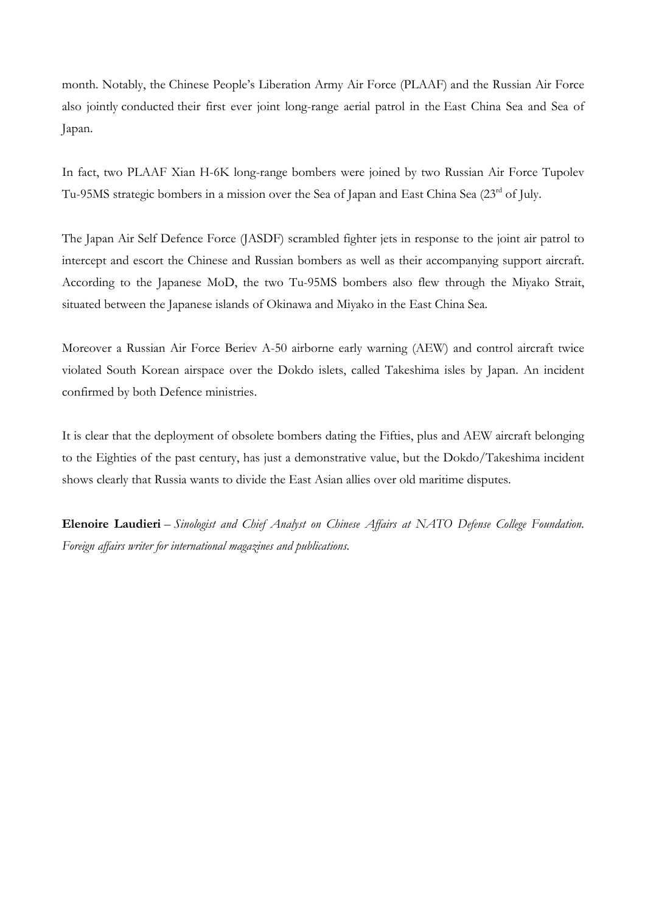month. Notably, the Chinese People's Liberation Army Air Force (PLAAF) and the Russian Air Force also jointly conducted their first ever joint long-range aerial patrol in the East China Sea and Sea of Japan.

In fact, two PLAAF Xian H-6K long-range bombers were joined by two Russian Air Force Tupolev Tu-95MS strategic bombers in a mission over the Sea of Japan and East China Sea (23rd of July.

The Japan Air Self Defence Force (JASDF) scrambled fighter jets in response to the joint air patrol to intercept and escort the Chinese and Russian bombers as well as their accompanying support aircraft. According to the Japanese MoD, the two Tu-95MS bombers also flew through the Miyako Strait, situated between the Japanese islands of Okinawa and Miyako in the East China Sea.

Moreover a Russian Air Force Beriev A-50 airborne early warning (AEW) and control aircraft twice violated South Korean airspace over the Dokdo islets, called Takeshima isles by Japan. An incident confirmed by both Defence ministries.

It is clear that the deployment of obsolete bombers dating the Fifties, plus and AEW aircraft belonging to the Eighties of the past century, has just a demonstrative value, but the Dokdo/Takeshima incident shows clearly that Russia wants to divide the East Asian allies over old maritime disputes.

**Elenoire Laudieri** – *Sinologist and Chief Analyst on Chinese Affairs at NATO Defense College Foundation. Foreign affairs writer for international magazines and publications.*